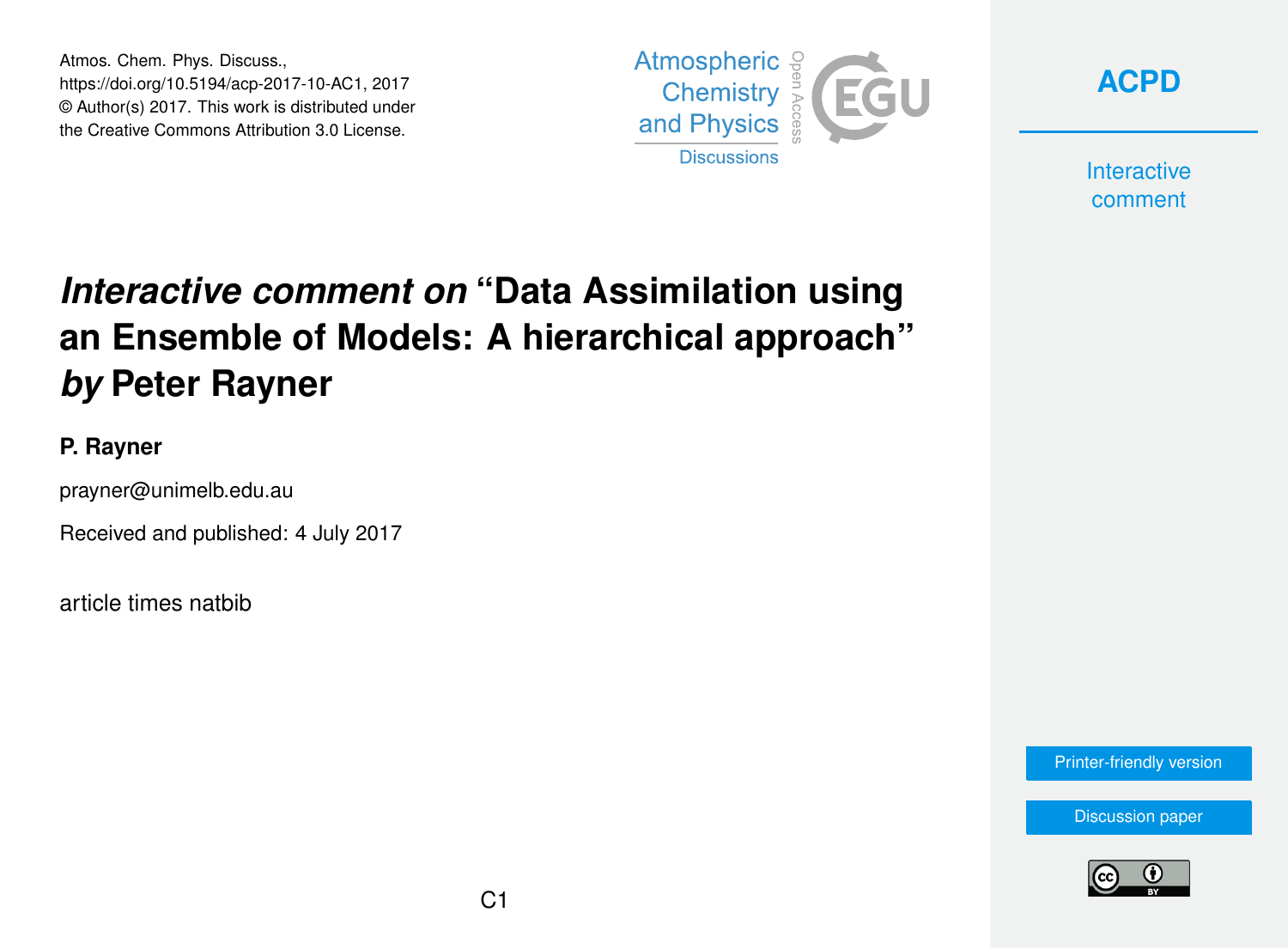Atmos. Chem. Phys. Discuss.,
https://doi.org/10.5194/acp-2017-10-AC1, 2017
© Author(s) 2017. This work is distributed under
the Creative Commons Attribution 3.0 License.

# *Interactive comment on* "Data Assimilation using an Ensemble of Models: A hierarchical approach" *by* Peter Rayner

**P. Rayner**

prayner@unimelb.edu.au

Received and published: 4 July 2017

article times natbib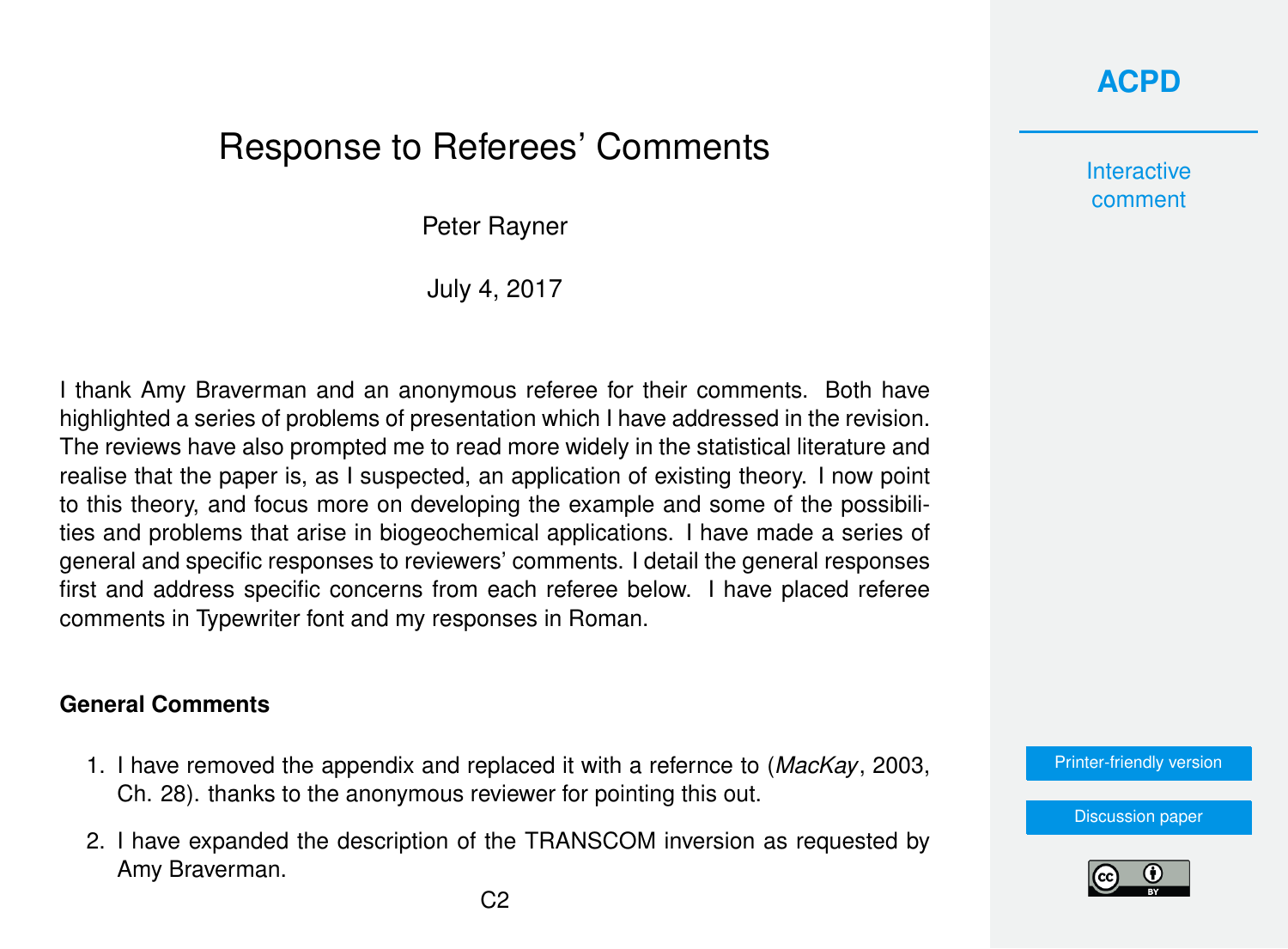# Response to Referees' Comments

Peter Rayner

July 4, 2017

I thank Amy Braverman and an anonymous referee for their comments. Both have highlighted a series of problems of presentation which I have addressed in the revision. The reviews have also prompted me to read more widely in the statistical literature and realise that the paper is, as I suspected, an application of existing theory. I now point to this theory, and focus more on developing the example and some of the possibilities and problems that arise in biogeochemical applications. I have made a series of general and specific responses to reviewers' comments. I detail the general responses first and address specific concerns from each referee below. I have placed referee comments in Typewriter font and my responses in Roman.

### General Comments

1. I have removed the appendix and replaced it with a refernce to (*MacKay*, 2003, Ch. 28). thanks to the anonymous reviewer for pointing this out.
2. I have expanded the description of the TRANSCOM inversion as requested by Amy Braverman.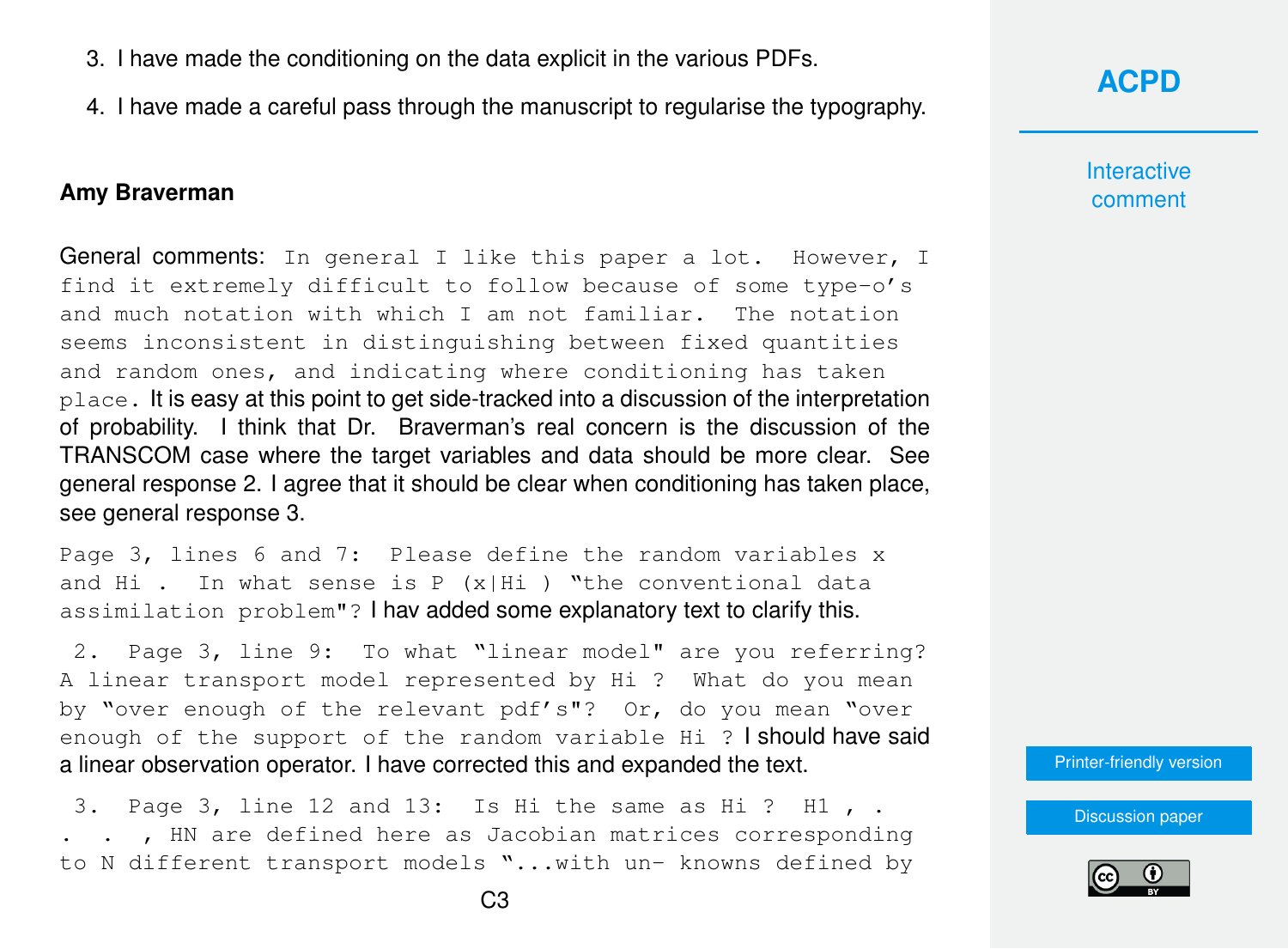3. I have made the conditioning on the data explicit in the various PDFs.

4. I have made a careful pass through the manuscript to regularise the typography.

**Amy Braverman**

General comments: `In general I like this paper a lot. However, I find it extremely difficult to follow because of some type-o's and much notation with which I am not familiar. The notation seems inconsistent in distinguishing between fixed quantities and random ones, and indicating where conditioning has taken place.` It is easy at this point to get side-tracked into a discussion of the interpretation of probability. I think that Dr. Braverman's real concern is the discussion of the TRANSCOM case where the target variables and data should be more clear. See general response 2. I agree that it should be clear when conditioning has taken place, see general response 3.

`Page 3, lines 6 and 7: Please define the random variables x and Hi . In what sense is P (x|Hi ) "the conventional data assimilation problem"?` I hav added some explanatory text to clarify this.

`2. Page 3, line 9: To what "linear model" are you referring? A linear transport model represented by Hi ? What do you mean by "over enough of the relevant pdf's"? Or, do you mean "over enough of the support of the random variable Hi ?` I should have said a linear observation operator. I have corrected this and expanded the text.

`3. Page 3, line 12 and 13: Is Hi the same as Hi ? H1 , . . . . , HN are defined here as Jacobian matrices corresponding to N different transport models "...with un- knowns defined by`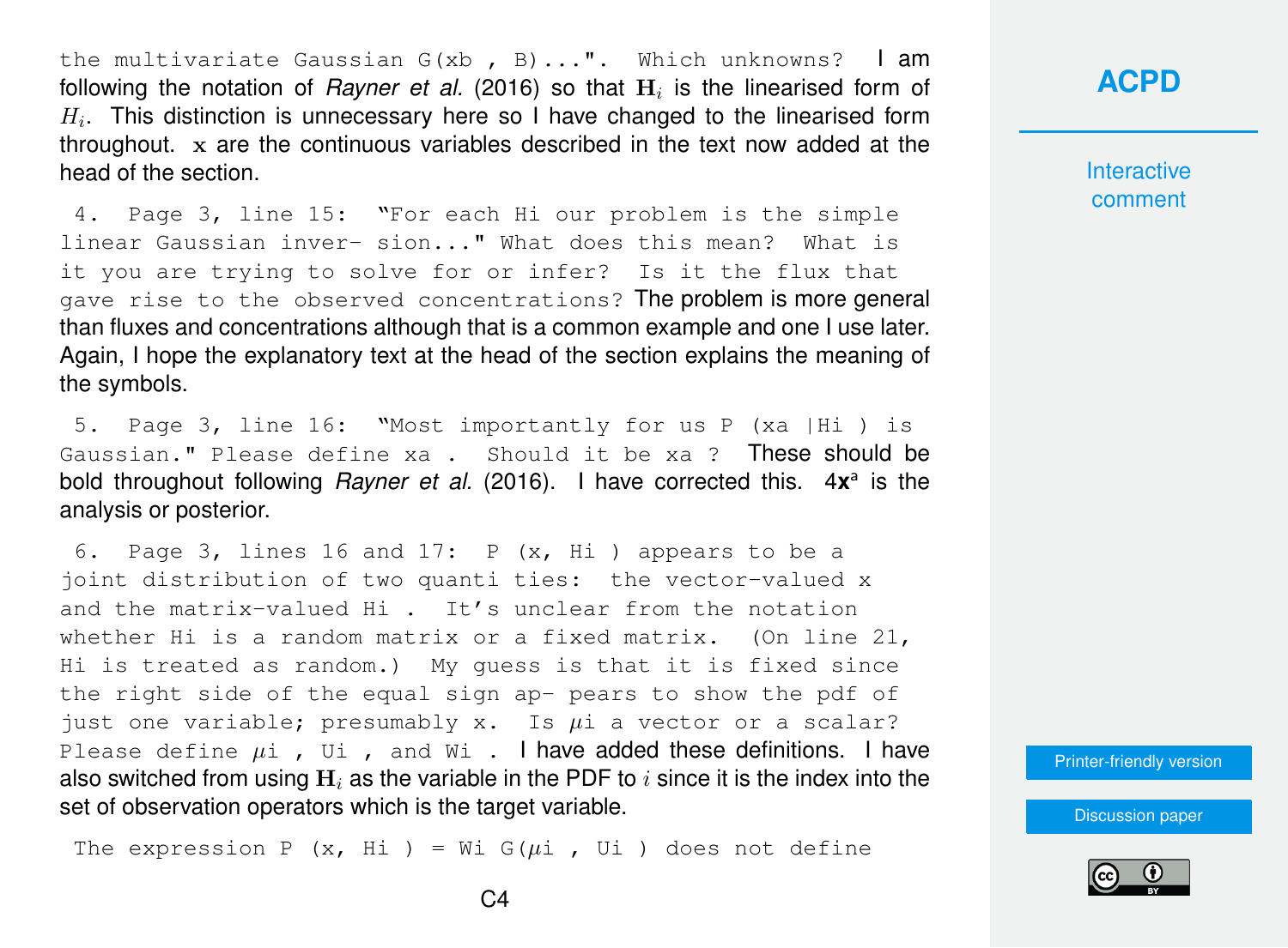the multivariate Gaussian G(xb , B)...". Which unknowns? I am following the notation of *Rayner et al.* (2016) so that $\mathbf{H}_i$ is the linearised form of $H_i$. This distinction is unnecessary here so I have changed to the linearised form throughout. $\mathbf{x}$ are the continuous variables described in the text now added at the head of the section.

4. Page 3, line 15: "For each Hi our problem is the simple linear Gaussian inver- sion..." What does this mean? What is it you are trying to solve for or infer? Is it the flux that gave rise to the observed concentrations? The problem is more general than fluxes and concentrations although that is a common example and one I use later. Again, I hope the explanatory text at the head of the section explains the meaning of the symbols.

5. Page 3, line 16: "Most importantly for us P (xa |Hi ) is Gaussian." Please define xa . Should it be xa ? These should be bold throughout following *Rayner et al.* (2016). I have corrected this. 4$\mathbf{x}^a$ is the analysis or posterior.

6. Page 3, lines 16 and 17: P (x, Hi ) appears to be a joint distribution of two quanti ties: the vector-valued x and the matrix-valued Hi . It's unclear from the notation whether Hi is a random matrix or a fixed matrix. (On line 21, Hi is treated as random.) My guess is that it is fixed since the right side of the equal sign ap- pears to show the pdf of just one variable; presumably x. Is $\mu$i a vector or a scalar? Please define $\mu$i , Ui , and Wi . I have added these definitions. I have also switched from using $\mathbf{H}_i$ as the variable in the PDF to $i$ since it is the index into the set of observation operators which is the target variable.

The expression P (x, Hi ) = Wi G($\mu$i , Ui ) does not define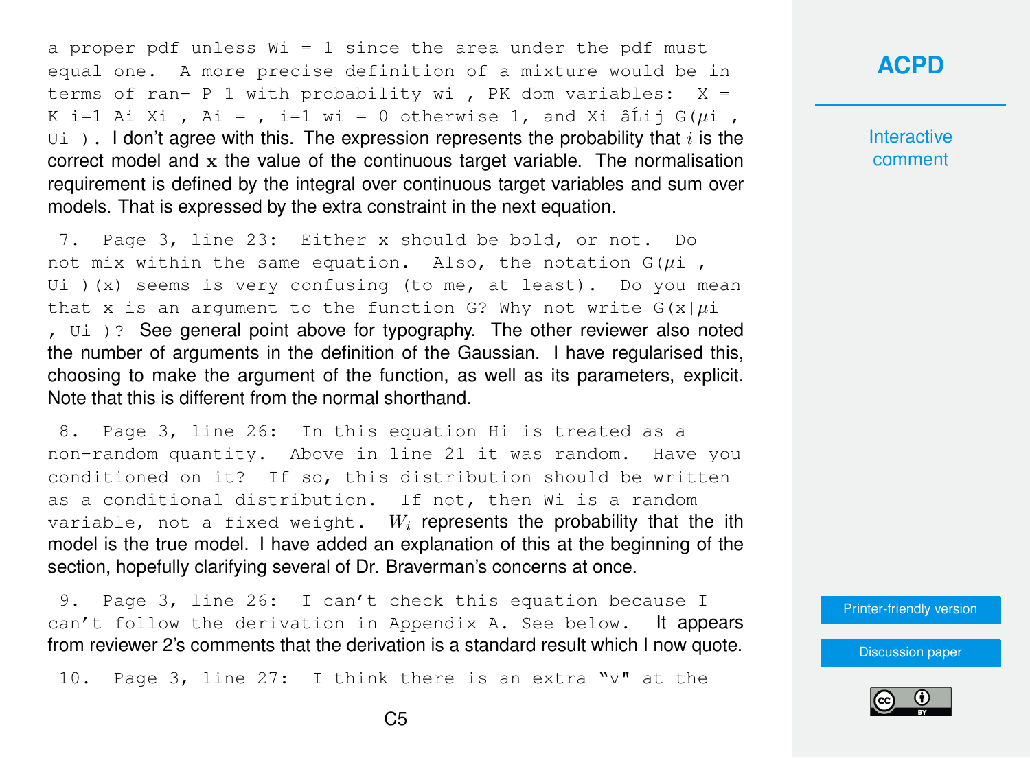a proper pdf unless Wi = 1 since the area under the pdf must equal one. A more precise definition of a mixture would be in terms of ran- P 1 with probability wi , PK dom variables: X = K i=1 Ai Xi , Ai = , i=1 wi = 0 otherwise 1, and Xi âĹij G($\mu$i , Ui ). I don't agree with this. The expression represents the probability that $i$ is the correct model and $\mathbf{x}$ the value of the continuous target variable. The normalisation requirement is defined by the integral over continuous target variables and sum over models. That is expressed by the extra constraint in the next equation.

7. Page 3, line 23: Either x should be bold, or not. Do not mix within the same equation. Also, the notation G($\mu$i , Ui )(x) seems is very confusing (to me, at least). Do you mean that x is an argument to the function G? Why not write G(x|$\mu$i , Ui )? See general point above for typography. The other reviewer also noted the number of arguments in the definition of the Gaussian. I have regularised this, choosing to make the argument of the function, as well as its parameters, explicit. Note that this is different from the normal shorthand.

8. Page 3, line 26: In this equation Hi is treated as a non-random quantity. Above in line 21 it was random. Have you conditioned on it? If so, this distribution should be written as a conditional distribution. If not, then Wi is a random variable, not a fixed weight. $W_i$ represents the probability that the ith model is the true model. I have added an explanation of this at the beginning of the section, hopefully clarifying several of Dr. Braverman's concerns at once.

9. Page 3, line 26: I can't check this equation because I can't follow the derivation in Appendix A. See below. It appears from reviewer 2's comments that the derivation is a standard result which I now quote.

10. Page 3, line 27: I think there is an extra "v" at the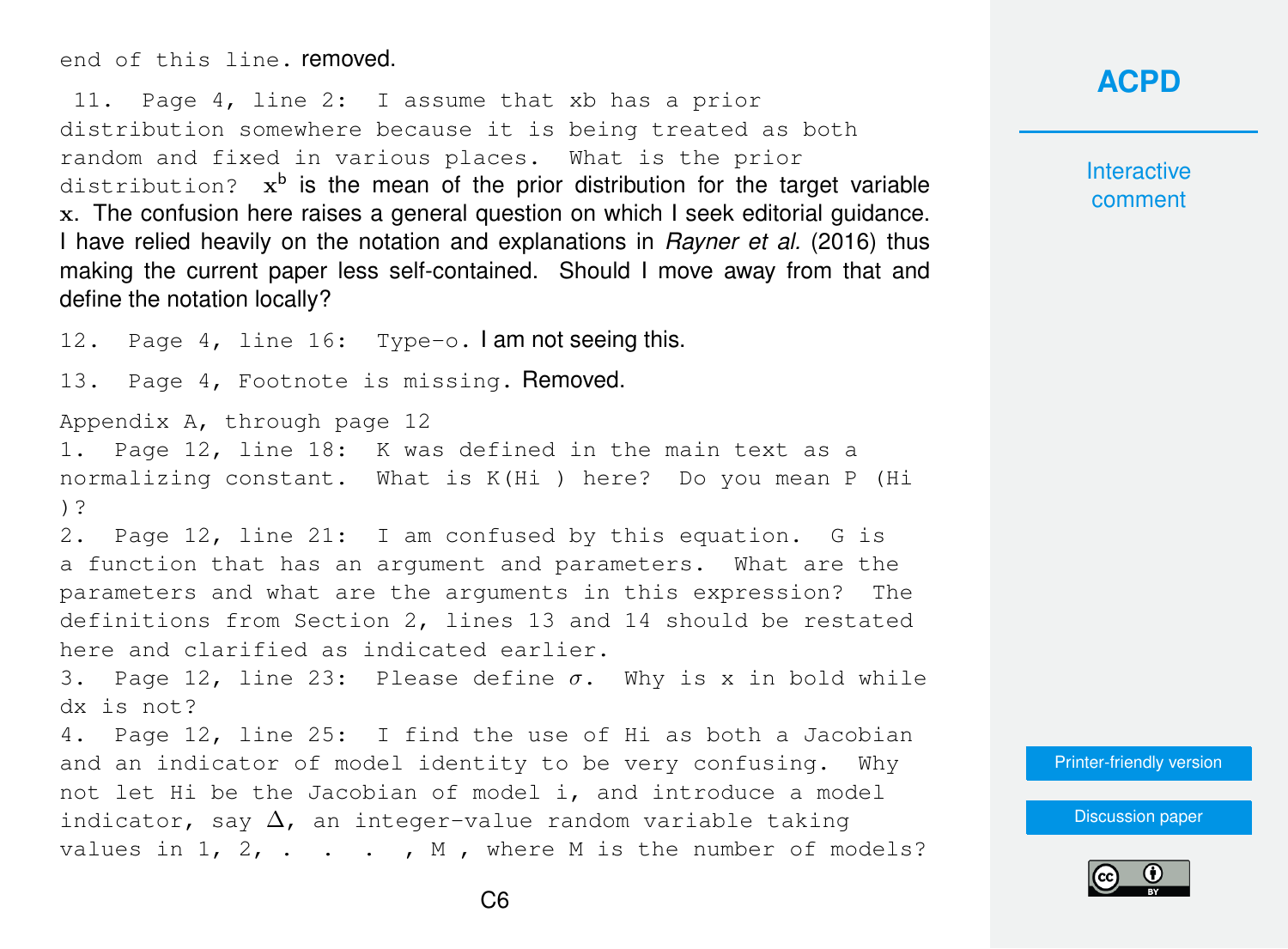end of this line. removed.

11. Page 4, line 2: I assume that xb has a prior distribution somewhere because it is being treated as both random and fixed in various places. What is the prior distribution? $\mathbf{x}^{\mathrm{b}}$ is the mean of the prior distribution for the target variable $\mathbf{x}$. The confusion here raises a general question on which I seek editorial guidance. I have relied heavily on the notation and explanations in *Rayner et al.* (2016) thus making the current paper less self-contained. Should I move away from that and define the notation locally?

12. Page 4, line 16: Type-o. I am not seeing this.

13. Page 4, Footnote is missing. Removed.

Appendix A, through page 12

1. Page 12, line 18: K was defined in the main text as a normalizing constant. What is K(Hi ) here? Do you mean P (Hi )?
2. Page 12, line 21: I am confused by this equation. G is a function that has an argument and parameters. What are the parameters and what are the arguments in this expression? The definitions from Section 2, lines 13 and 14 should be restated here and clarified as indicated earlier.
3. Page 12, line 23: Please define $\sigma$. Why is x in bold while dx is not?
4. Page 12, line 25: I find the use of Hi as both a Jacobian and an indicator of model identity to be very confusing. Why not let Hi be the Jacobian of model i, and introduce a model indicator, say $\Delta$, an integer-value random variable taking values in 1, 2, . . . , M , where M is the number of models?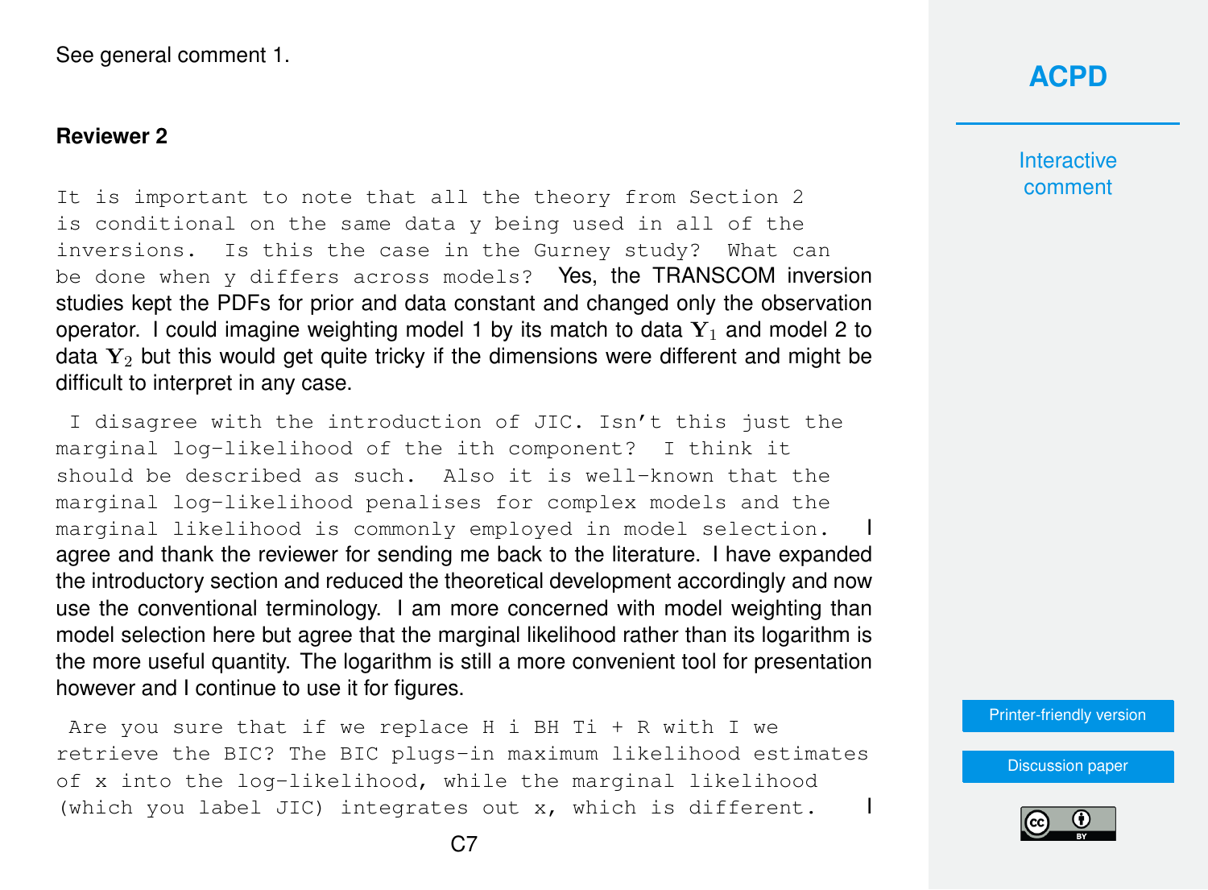See general comment 1.

**Reviewer 2**

`It is important to note that all the theory from Section 2 is conditional on the same data y being used in all of the inversions. Is this the case in the Gurney study? What can be done when y differs across models?` Yes, the TRANSCOM inversion studies kept the PDFs for prior and data constant and changed only the observation operator. I could imagine weighting model 1 by its match to data $\mathbf{Y}_1$ and model 2 to data $\mathbf{Y}_2$ but this would get quite tricky if the dimensions were different and might be difficult to interpret in any case.

`I disagree with the introduction of JIC. Isn't this just the marginal log-likelihood of the ith component? I think it should be described as such. Also it is well-known that the marginal log-likelihood penalises for complex models and the marginal likelihood is commonly employed in model selection.` I agree and thank the reviewer for sending me back to the literature. I have expanded the introductory section and reduced the theoretical development accordingly and now use the conventional terminology. I am more concerned with model weighting than model selection here but agree that the marginal likelihood rather than its logarithm is the more useful quantity. The logarithm is still a more convenient tool for presentation however and I continue to use it for figures.

`Are you sure that if we replace H i BH Ti + R with I we retrieve the BIC? The BIC plugs-in maximum likelihood estimates of x into the log-likelihood, while the marginal likelihood (which you label JIC) integrates out x, which is different.` I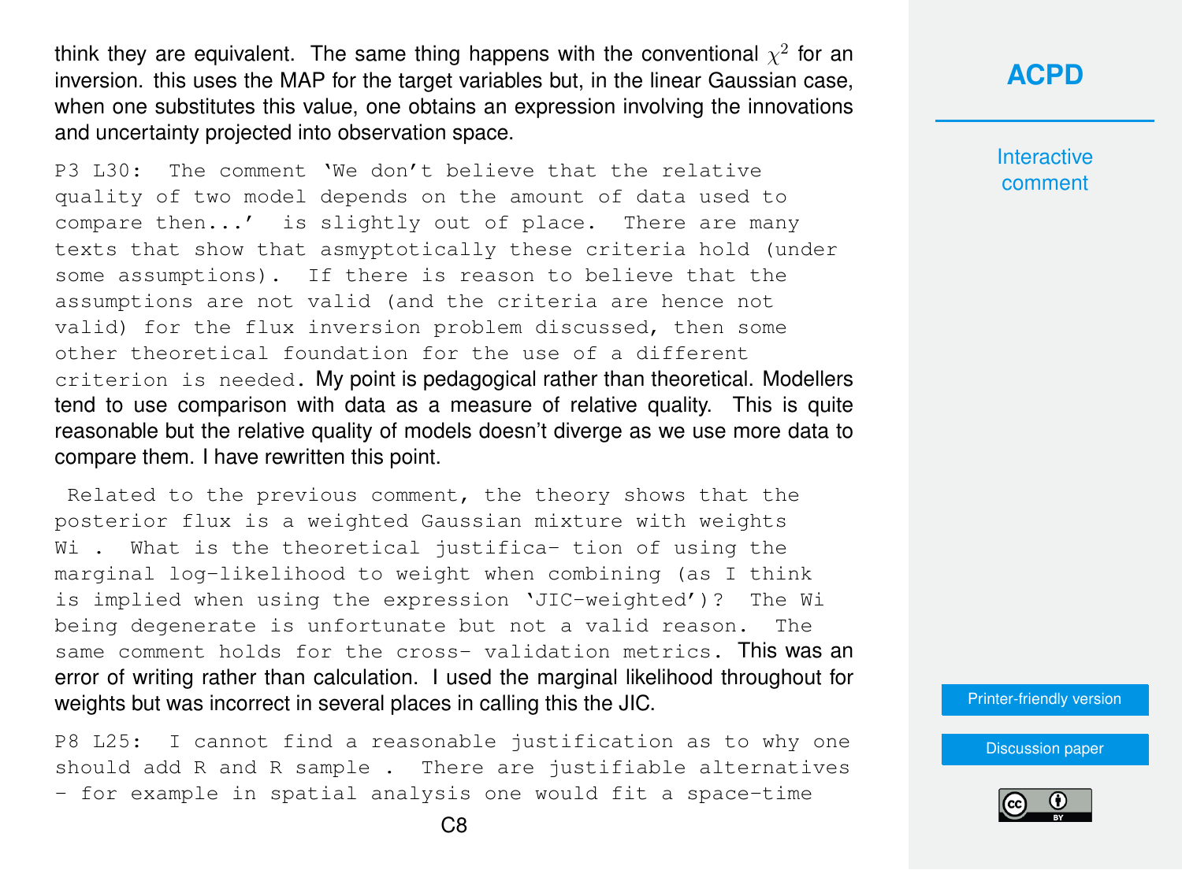think they are equivalent. The same thing happens with the conventional $\chi^2$ for an inversion. this uses the MAP for the target variables but, in the linear Gaussian case, when one substitutes this value, one obtains an expression involving the innovations and uncertainty projected into observation space.

P3 L30: The comment 'We don't believe that the relative quality of two model depends on the amount of data used to compare then...' is slightly out of place. There are many texts that show that asmyptotically these criteria hold (under some assumptions). If there is reason to believe that the assumptions are not valid (and the criteria are hence not valid) for the flux inversion problem discussed, then some other theoretical foundation for the use of a different criterion is needed. My point is pedagogical rather than theoretical. Modellers tend to use comparison with data as a measure of relative quality. This is quite reasonable but the relative quality of models doesn't diverge as we use more data to compare them. I have rewritten this point.

Related to the previous comment, the theory shows that the posterior flux is a weighted Gaussian mixture with weights $W_i$. What is the theoretical justification of using the marginal log-likelihood to weight when combining (as I think is implied when using the expression 'JIC-weighted')? The $W_i$ being degenerate is unfortunate but not a valid reason. The same comment holds for the cross- validation metrics. This was an error of writing rather than calculation. I used the marginal likelihood throughout for weights but was incorrect in several places in calling this the JIC.

P8 L25: I cannot find a reasonable justification as to why one should add R and $R_{sample}$. There are justifiable alternatives - for example in spatial analysis one would fit a space-time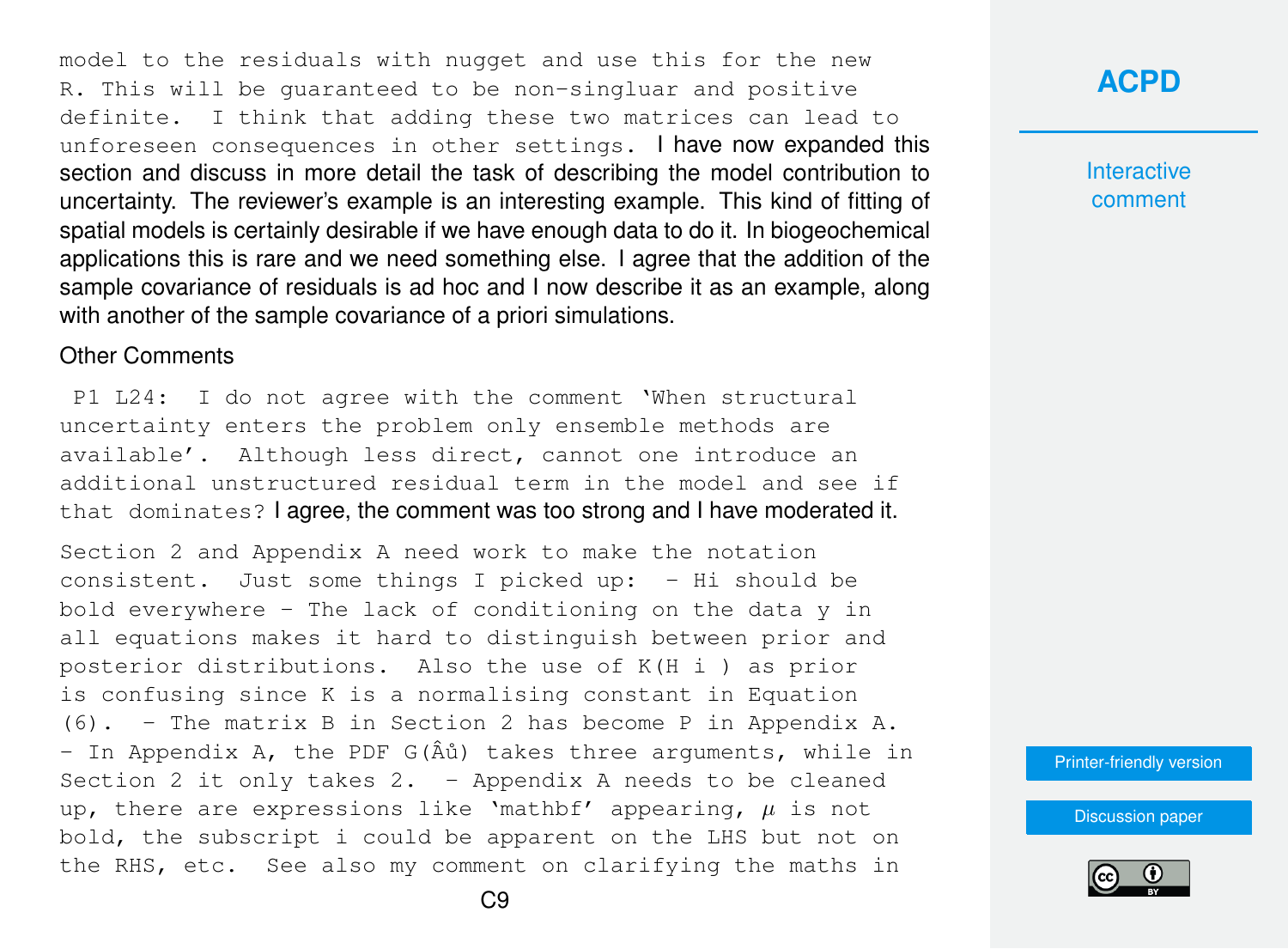model to the residuals with nugget and use this for the new R. This will be guaranteed to be non-singluar and positive definite. I think that adding these two matrices can lead to unforeseen consequences in other settings. I have now expanded this section and discuss in more detail the task of describing the model contribution to uncertainty. The reviewer's example is an interesting example. This kind of fitting of spatial models is certainly desirable if we have enough data to do it. In biogeochemical applications this is rare and we need something else. I agree that the addition of the sample covariance of residuals is ad hoc and I now describe it as an example, along with another of the sample covariance of a priori simulations.

Other Comments

P1 L24: I do not agree with the comment 'When structural uncertainty enters the problem only ensemble methods are available'. Although less direct, cannot one introduce an additional unstructured residual term in the model and see if that dominates? I agree, the comment was too strong and I have moderated it.

Section 2 and Appendix A need work to make the notation consistent. Just some things I picked up: - Hi should be bold everywhere - The lack of conditioning on the data y in all equations makes it hard to distinguish between prior and posterior distributions. Also the use of K(H i ) as prior is confusing since K is a normalising constant in Equation (6). - The matrix B in Section 2 has become P in Appendix A. - In Appendix A, the PDF G(Âů) takes three arguments, while in Section 2 it only takes 2. - Appendix A needs to be cleaned up, there are expressions like 'mathbf' appearing, $\mu$ is not bold, the subscript i could be apparent on the LHS but not on the RHS, etc. See also my comment on clarifying the maths in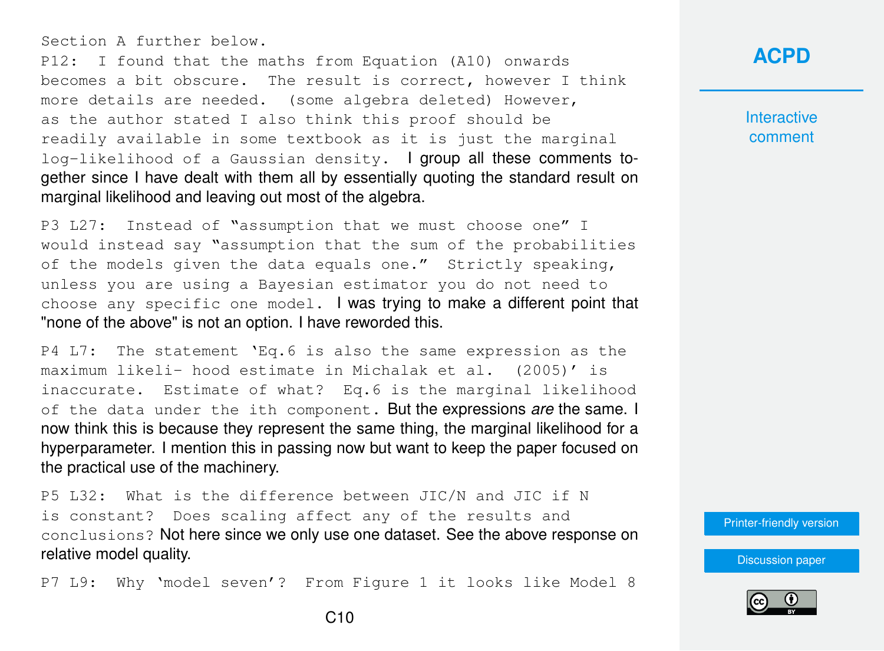Section A further below.

P12: I found that the maths from Equation (A10) onwards becomes a bit obscure. The result is correct, however I think more details are needed. (some algebra deleted) However, as the author stated I also think this proof should be readily available in some textbook as it is just the marginal log-likelihood of a Gaussian density. I group all these comments together since I have dealt with them all by essentially quoting the standard result on marginal likelihood and leaving out most of the algebra.

P3 L27: Instead of "assumption that we must choose one" I would instead say "assumption that the sum of the probabilities of the models given the data equals one." Strictly speaking, unless you are using a Bayesian estimator you do not need to choose any specific one model. I was trying to make a different point that "none of the above" is not an option. I have reworded this.

P4 L7: The statement 'Eq.6 is also the same expression as the maximum likeli- hood estimate in Michalak et al. (2005)' is inaccurate. Estimate of what? Eq.6 is the marginal likelihood of the data under the ith component. But the expressions *are* the same. I now think this is because they represent the same thing, the marginal likelihood for a hyperparameter. I mention this in passing now but want to keep the paper focused on the practical use of the machinery.

P5 L32: What is the difference between JIC/N and JIC if N is constant? Does scaling affect any of the results and conclusions? Not here since we only use one dataset. See the above response on relative model quality.

P7 L9: Why 'model seven'? From Figure 1 it looks like Model 8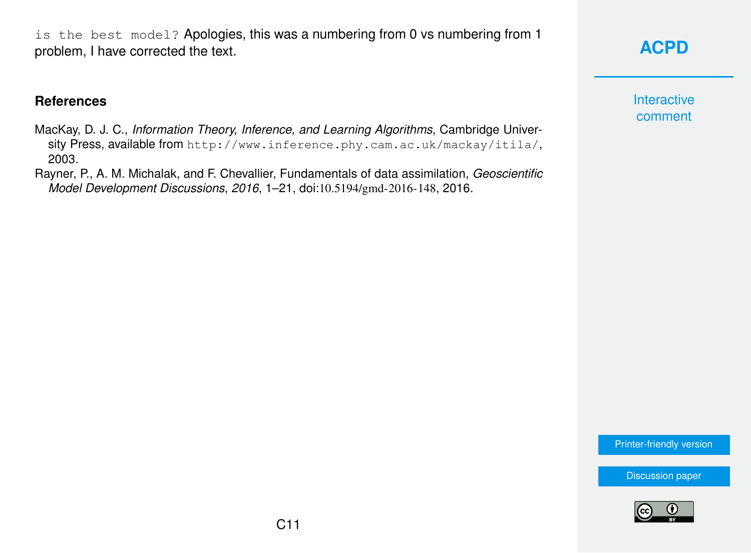`is the best model?` Apologies, this was a numbering from 0 vs numbering from 1 problem, I have corrected the text.

### References

MacKay, D. J. C., *Information Theory, Inference, and Learning Algorithms*, Cambridge University Press, available from `http://www.inference.phy.cam.ac.uk/mackay/itila/`, 2003.

Rayner, P., A. M. Michalak, and F. Chevallier, Fundamentals of data assimilation, *Geoscientific Model Development Discussions*, *2016*, 1–21, doi:10.5194/gmd-2016-148, 2016.